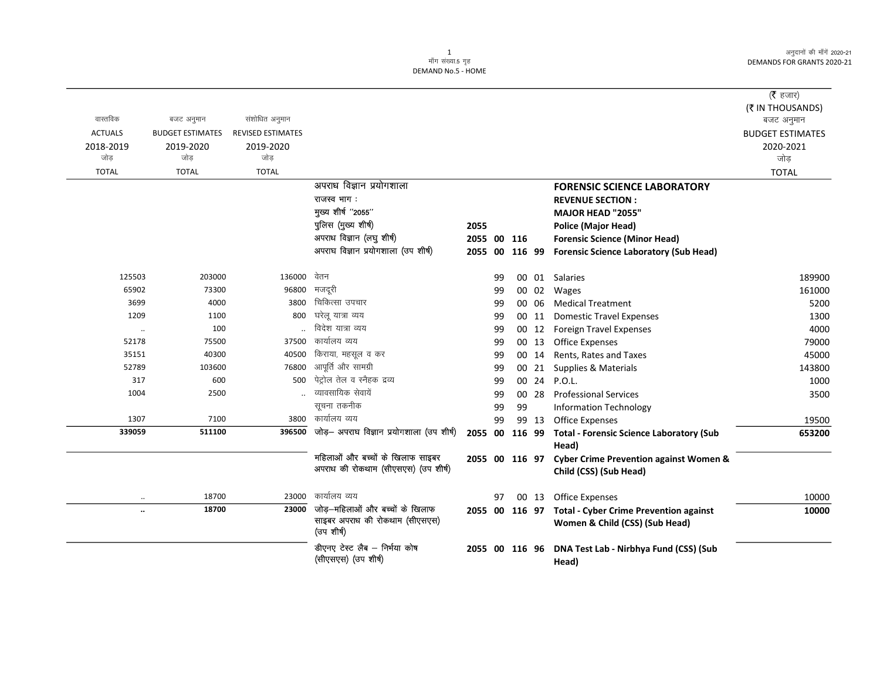माँग संख्या.5 गृह
DEMAND No.5 - HOME

अनुदानों की माँगें 2020-21
DEMANDS FOR GRANTS 2020-21

(₹ हजार)
(₹ IN THOUSANDS)

| वास्तविक ACTUALS 2018-2019 जोड़ TOTAL | बजट अनुमान BUDGET ESTIMATES 2019-2020 जोड़ TOTAL | संशोधित अनुमान REVISED ESTIMATES 2019-2020 जोड़ TOTAL | | | | | | | बजट अनुमान BUDGET ESTIMATES 2020-2021 जोड़ TOTAL |
|---|---|---|---|---|---|---|---|---|---|
| | | | अपराध विज्ञान प्रयोगशाला | | | | | **FORENSIC SCIENCE LABORATORY** | |
| | | | राजस्व भाग : | | | | | **REVENUE SECTION :** | |
| | | | मुख्य शीर्ष ''2055'' | | | | | **MAJOR HEAD "2055"** | |
| | | | पुलिस (मुख्य शीर्ष) | 2055 | | | | **Police (Major Head)** | |
| | | | अपराध विज्ञान (लघु शीर्ष) | 2055 | 00 | 116 | | **Forensic Science (Minor Head)** | |
| | | | अपराध विज्ञान प्रयोगशाला (उप शीर्ष) | 2055 | 00 | 116 | 99 | **Forensic Science Laboratory (Sub Head)** | |
| 125503 | 203000 | 136000 | वेतन | | 99 | 00 | 01 | Salaries | 189900 |
| 65902 | 73300 | 96800 | मजदूरी | | 99 | 00 | 02 | Wages | 161000 |
| 3699 | 4000 | 3800 | चिकित्सा उपचार | | 99 | 00 | 06 | Medical Treatment | 5200 |
| 1209 | 1100 | 800 | घरेलू यात्रा व्यय | | 99 | 00 | 11 | Domestic Travel Expenses | 1300 |
| .. | 100 | .. | विदेश यात्रा व्यय | | 99 | 00 | 12 | Foreign Travel Expenses | 4000 |
| 52178 | 75500 | 37500 | कार्यालय व्यय | | 99 | 00 | 13 | Office Expenses | 79000 |
| 35151 | 40300 | 40500 | किराया, महसूल व कर | | 99 | 00 | 14 | Rents, Rates and Taxes | 45000 |
| 52789 | 103600 | 76800 | आपूर्ति और सामग्री | | 99 | 00 | 21 | Supplies & Materials | 143800 |
| 317 | 600 | 500 | पेट्रोल तेल व स्नैहक द्रव्य | | 99 | 00 | 24 | P.O.L. | 1000 |
| 1004 | 2500 | .. | व्यावसायिक सेवायें | | 99 | 00 | 28 | Professional Services | 3500 |
| | | | सूचना तकनीक | | 99 | 99 | | Information Technology | |
| 1307 | 7100 | 3800 | कार्यालय व्यय | | 99 | 99 | 13 | Office Expenses | 19500 |
| **339059** | **511100** | **396500** | जोड़– अपराध विज्ञान प्रयोगशाला (उप शीर्ष) | 2055 | 00 | 116 | 99 | **Total - Forensic Science Laboratory (Sub Head)** | **653200** |
| | | | महिलाओं और बच्चों के खिलाफ साइबर अपराध की रोकथाम (सीएसएस) (उप शीर्ष) | 2055 | 00 | 116 | 97 | **Cyber Crime Prevention against Women & Child (CSS) (Sub Head)** | |
| .. | 18700 | 23000 | कार्यालय व्यय | | 97 | 00 | 13 | Office Expenses | 10000 |
| **..** | **18700** | **23000** | जोड़–महिलाओं और बच्चों के खिलाफ साइबर अपराध की रोकथाम (सीएसएस) (उप शीर्ष) | 2055 | 00 | 116 | 97 | **Total - Cyber Crime Prevention against Women & Child (CSS) (Sub Head)** | **10000** |
| | | | डीएनए टेस्ट लैब – निर्भया कोष (सीएसएस) (उप शीर्ष) | 2055 | 00 | 116 | 96 | **DNA Test Lab - Nirbhya Fund (CSS) (Sub Head)** | |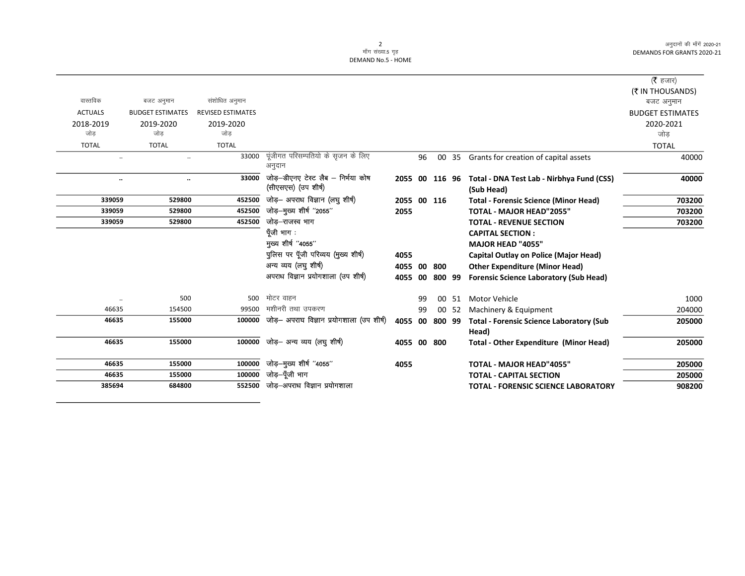| वास्तविक ACTUALS 2018-2019 जोड़ TOTAL | बजट अनुमान BUDGET ESTIMATES 2019-2020 जोड़ TOTAL | संशोधित अनुमान REVISED ESTIMATES 2019-2020 जोड़ TOTAL | | | | | | | (₹ हजार) (₹ IN THOUSANDS) बजट अनुमान BUDGET ESTIMATES 2020-2021 जोड़ TOTAL |
|---|---|---|---|---|---|---|---|---|---|
| .. | .. | 33000 | पूंजीगत परिसम्पतियो के सृजन के लिए अनुदान | | 96 | 00 | 35 | Grants for creation of capital assets | 40000 |
| **..** | **..** | **33000** | **जोड़–डीएनए टेस्ट लैब – निर्भया कोष (सीएसएस) (उप शीर्ष)** | **2055** | **00** | **116** | **96** | **Total - DNA Test Lab - Nirbhya Fund (CSS) (Sub Head)** | **40000** |
| **339059** | **529800** | **452500** | **जोड़– अपराध विज्ञान (लघु शीर्ष)** | **2055** | **00** | **116** | | **Total - Forensic Science (Minor Head)** | **703200** |
| **339059** | **529800** | **452500** | **जोड़–मुख्य शीर्ष "2055"** | **2055** | | | | **TOTAL - MAJOR HEAD"2055"** | **703200** |
| **339059** | **529800** | **452500** | **जोड़–राजस्व भाग** | | | | | **TOTAL - REVENUE SECTION** | **703200** |
| | | | पूँजी भाग : | | | | | **CAPITAL SECTION :** | |
| | | | मुख्य शीर्ष "4055" | | | | | **MAJOR HEAD "4055"** | |
| | | | पुलिस पर पूँजी परिव्यय (मुख्य शीर्ष) | 4055 | | | | **Capital Outlay on Police (Major Head)** | |
| | | | अन्य व्यय (लघु शीर्ष) | 4055 | 00 | 800 | | **Other Expenditure (Minor Head)** | |
| | | | अपराध विज्ञान प्रयोगशाला (उप शीर्ष) | 4055 | 00 | 800 | 99 | **Forensic Science Laboratory (Sub Head)** | |
| .. | 500 | 500 | मोटर वाहन | | 99 | 00 | 51 | Motor Vehicle | 1000 |
| 46635 | 154500 | 99500 | मशीनरी तथा उपकरण | | 99 | 00 | 52 | Machinery & Equipment | 204000 |
| **46635** | **155000** | **100000** | **जोड़– अपराघ विज्ञान प्रयोगशाला (उप शीर्ष)** | **4055** | **00** | **800** | **99** | **Total - Forensic Science Laboratory (Sub Head)** | **205000** |
| **46635** | **155000** | **100000** | **जोड़– अन्य व्यय (लघु शीर्ष)** | **4055** | **00** | **800** | | **Total - Other Expenditure (Minor Head)** | **205000** |
| **46635** | **155000** | **100000** | **जोड़–मुख्य शीर्ष "4055"** | **4055** | | | | **TOTAL - MAJOR HEAD"4055"** | **205000** |
| **46635** | **155000** | **100000** | **जोड़–पूँजी भाग** | | | | | **TOTAL - CAPITAL SECTION** | **205000** |
| **385694** | **684800** | **552500** | **जोड़–अपराध विज्ञान प्रयोगशाला** | | | | | **TOTAL - FORENSIC SCIENCE LABORATORY** | **908200** |